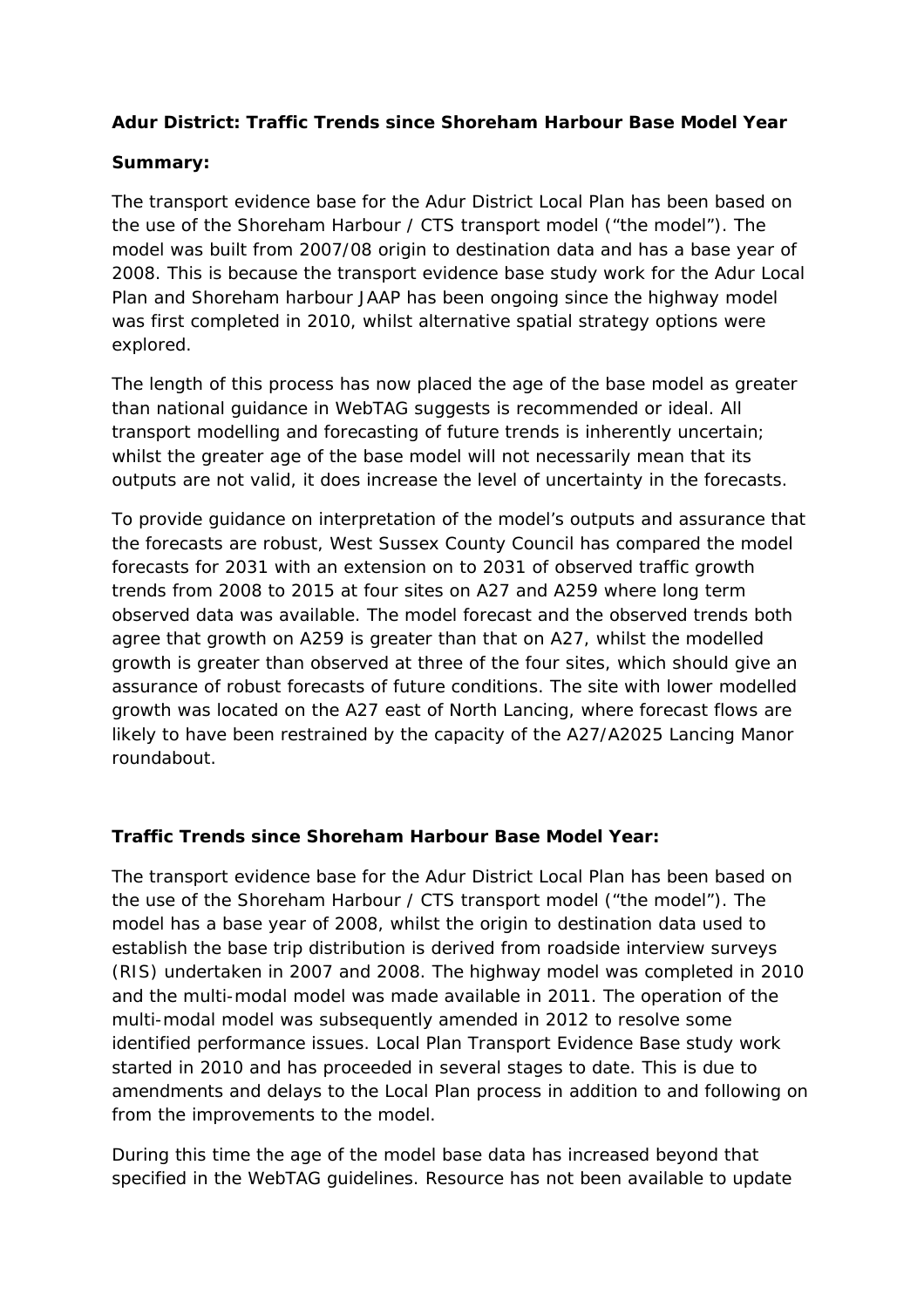**Adur District: Traffic Trends since Shoreham Harbour Base Model Year**

**Summary:**

The transport evidence base for the Adur District Local Plan has been based on the use of the Shoreham Harbour / CTS transport model ("the model"). The model was built from 2007/08 origin to destination data and has a base year of 2008. This is because the transport evidence base study work for the Adur Local Plan and Shoreham harbour JAAP has been ongoing since the highway model was first completed in 2010, whilst alternative spatial strategy options were explored.

The length of this process has now placed the age of the base model as greater than national guidance in WebTAG suggests is recommended or ideal. All transport modelling and forecasting of future trends is inherently uncertain; whilst the greater age of the base model will not necessarily mean that its outputs are not valid, it does increase the level of uncertainty in the forecasts.

To provide guidance on interpretation of the model's outputs and assurance that the forecasts are robust, West Sussex County Council has compared the model forecasts for 2031 with an extension on to 2031 of observed traffic growth trends from 2008 to 2015 at four sites on A27 and A259 where long term observed data was available. The model forecast and the observed trends both agree that growth on A259 is greater than that on A27, whilst the modelled growth is greater than observed at three of the four sites, which should give an assurance of robust forecasts of future conditions. The site with lower modelled growth was located on the A27 east of North Lancing, where forecast flows are likely to have been restrained by the capacity of the A27/A2025 Lancing Manor roundabout.

**Traffic Trends since Shoreham Harbour Base Model Year:**

The transport evidence base for the Adur District Local Plan has been based on the use of the Shoreham Harbour / CTS transport model ("the model"). The model has a base year of 2008, whilst the origin to destination data used to establish the base trip distribution is derived from roadside interview surveys (RIS) undertaken in 2007 and 2008. The highway model was completed in 2010 and the multi-modal model was made available in 2011. The operation of the multi-modal model was subsequently amended in 2012 to resolve some identified performance issues. Local Plan Transport Evidence Base study work started in 2010 and has proceeded in several stages to date. This is due to amendments and delays to the Local Plan process in addition to and following on from the improvements to the model.

During this time the age of the model base data has increased beyond that specified in the WebTAG guidelines. Resource has not been available to update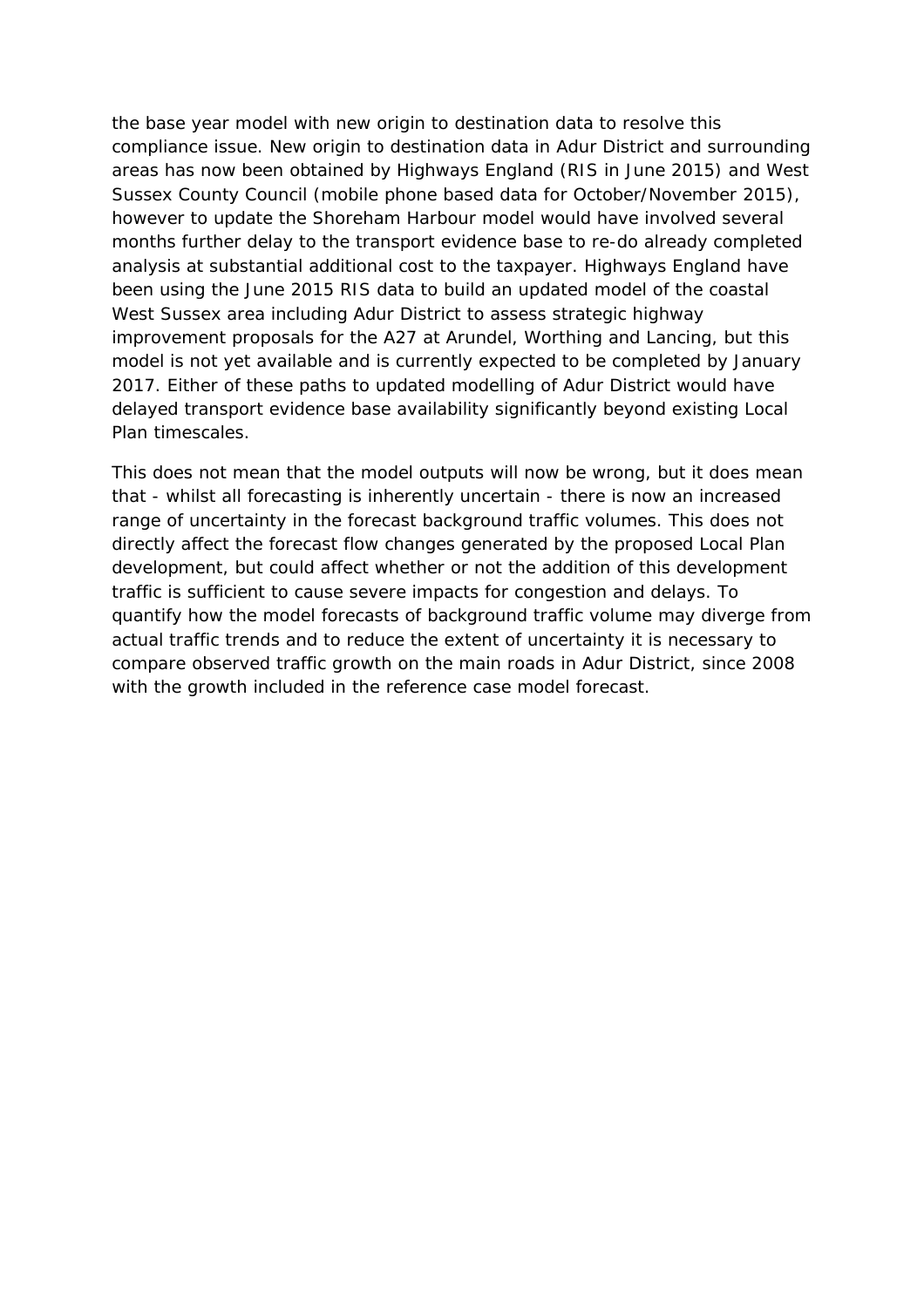the base year model with new origin to destination data to resolve this compliance issue. New origin to destination data in Adur District and surrounding areas has now been obtained by Highways England (RIS in June 2015) and West Sussex County Council (mobile phone based data for October/November 2015), however to update the Shoreham Harbour model would have involved several months further delay to the transport evidence base to re-do already completed analysis at substantial additional cost to the taxpayer. Highways England have been using the June 2015 RIS data to build an updated model of the coastal West Sussex area including Adur District to assess strategic highway improvement proposals for the A27 at Arundel, Worthing and Lancing, but this model is not yet available and is currently expected to be completed by January 2017. Either of these paths to updated modelling of Adur District would have delayed transport evidence base availability significantly beyond existing Local Plan timescales.

This does not mean that the model outputs will now be wrong, but it does mean that - whilst all forecasting is inherently uncertain - there is now an increased range of uncertainty in the forecast background traffic volumes. This does not directly affect the forecast flow changes generated by the proposed Local Plan development, but could affect whether or not the addition of this development traffic is sufficient to cause severe impacts for congestion and delays. To quantify how the model forecasts of background traffic volume may diverge from actual traffic trends and to reduce the extent of uncertainty it is necessary to compare observed traffic growth on the main roads in Adur District, since 2008 with the growth included in the reference case model forecast.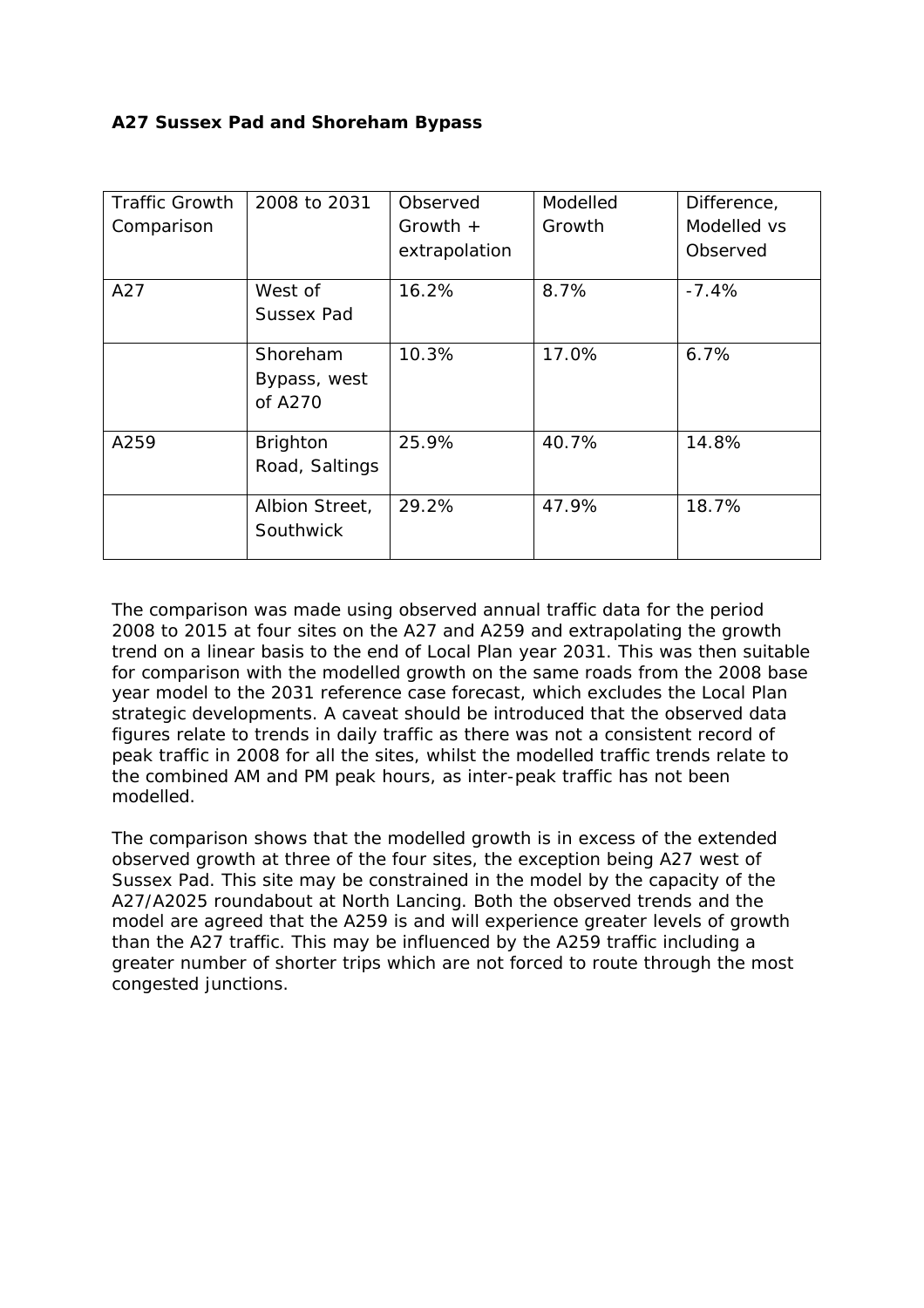**A27 Sussex Pad and Shoreham Bypass**

| Traffic Growth Comparison | 2008 to 2031 | Observed Growth + extrapolation | Modelled Growth | Difference, Modelled vs Observed |
|---|---|---|---|---|
| A27 | West of Sussex Pad | 16.2% | 8.7% | -7.4% |
| | Shoreham Bypass, west of A270 | 10.3% | 17.0% | 6.7% |
| A259 | Brighton Road, Saltings | 25.9% | 40.7% | 14.8% |
| | Albion Street, Southwick | 29.2% | 47.9% | 18.7% |

The comparison was made using observed annual traffic data for the period 2008 to 2015 at four sites on the A27 and A259 and extrapolating the growth trend on a linear basis to the end of Local Plan year 2031. This was then suitable for comparison with the modelled growth on the same roads from the 2008 base year model to the 2031 reference case forecast, which excludes the Local Plan strategic developments. A caveat should be introduced that the observed data figures relate to trends in daily traffic as there was not a consistent record of peak traffic in 2008 for all the sites, whilst the modelled traffic trends relate to the combined AM and PM peak hours, as inter-peak traffic has not been modelled.

The comparison shows that the modelled growth is in excess of the extended observed growth at three of the four sites, the exception being A27 west of Sussex Pad. This site may be constrained in the model by the capacity of the A27/A2025 roundabout at North Lancing. Both the observed trends and the model are agreed that the A259 is and will experience greater levels of growth than the A27 traffic. This may be influenced by the A259 traffic including a greater number of shorter trips which are not forced to route through the most congested junctions.